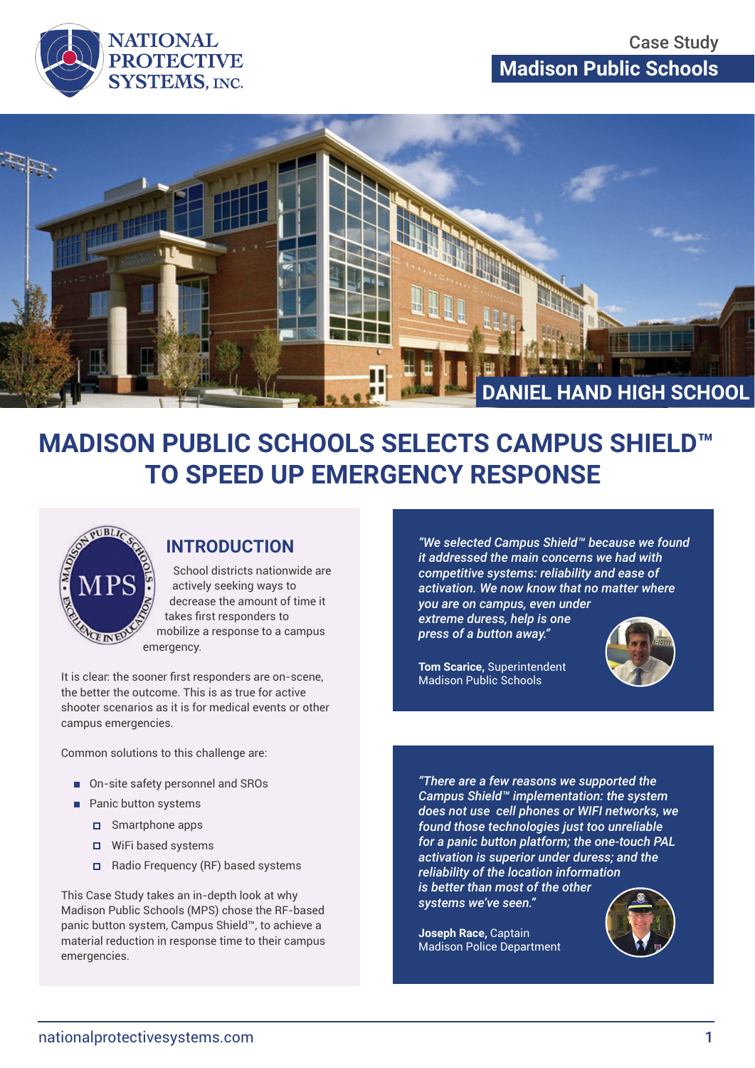NATIONAL PROTECTIVE SYSTEMS, INC.

Case Study

**Madison Public Schools**

DANIEL HAND HIGH SCHOOL

# MADISON PUBLIC SCHOOLS SELECTS CAMPUS SHIELD™ TO SPEED UP EMERGENCY RESPONSE

## INTRODUCTION

School districts nationwide are actively seeking ways to decrease the amount of time it takes first responders to mobilize a response to a campus emergency.

It is clear: the sooner first responders are on-scene, the better the outcome. This is as true for active shooter scenarios as it is for medical events or other campus emergencies.

Common solutions to this challenge are:

- On-site safety personnel and SROs
- Panic button systems
  - Smartphone apps
  - WiFi based systems
  - Radio Frequency (RF) based systems

This Case Study takes an in-depth look at why Madison Public Schools (MPS) chose the RF-based panic button system, Campus Shield™, to achieve a material reduction in response time to their campus emergencies.

> *"We selected Campus Shield™ because we found it addressed the main concerns we had with competitive systems: reliability and ease of activation. We now know that no matter where you are on campus, even under extreme duress, help is one press of a button away."*
>
> **Tom Scarice,** Superintendent
> Madison Public Schools

> *"There are a few reasons we supported the Campus Shield™ implementation: the system does not use cell phones or WIFI networks, we found those technologies just too unreliable for a panic button platform; the one-touch PAL activation is superior under duress; and the reliability of the location information is better than most of the other systems we've seen."*
>
> **Joseph Race,** Captain
> Madison Police Department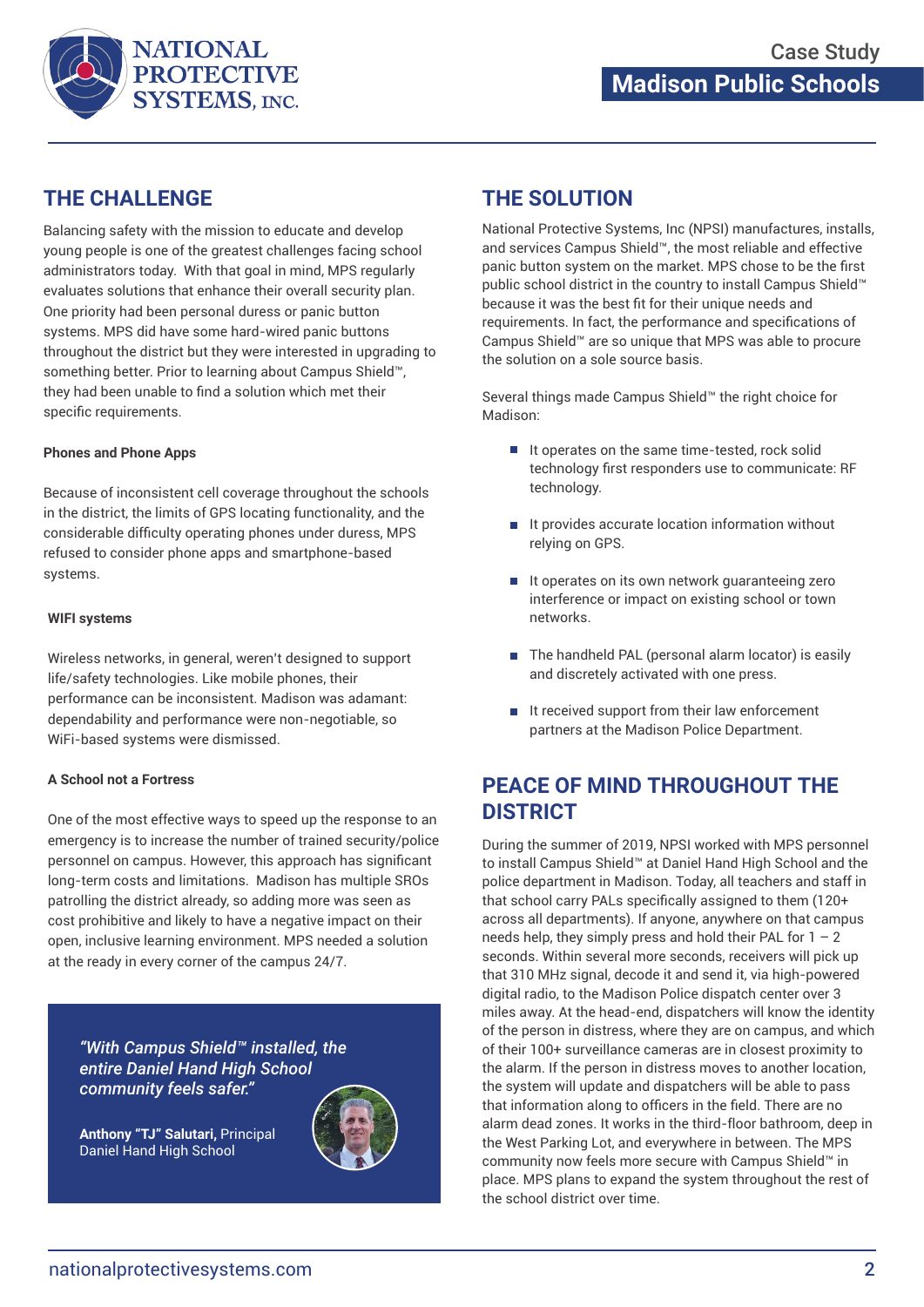# Case Study
## Madison Public Schools

## THE CHALLENGE

Balancing safety with the mission to educate and develop young people is one of the greatest challenges facing school administrators today. With that goal in mind, MPS regularly evaluates solutions that enhance their overall security plan. One priority had been personal duress or panic button systems. MPS did have some hard-wired panic buttons throughout the district but they were interested in upgrading to something better. Prior to learning about Campus Shield™, they had been unable to find a solution which met their specific requirements.

**Phones and Phone Apps**

Because of inconsistent cell coverage throughout the schools in the district, the limits of GPS locating functionality, and the considerable difficulty operating phones under duress, MPS refused to consider phone apps and smartphone-based systems.

**WIFI systems**

Wireless networks, in general, weren't designed to support life/safety technologies. Like mobile phones, their performance can be inconsistent. Madison was adamant: dependability and performance were non-negotiable, so WiFi-based systems were dismissed.

**A School not a Fortress**

One of the most effective ways to speed up the response to an emergency is to increase the number of trained security/police personnel on campus. However, this approach has significant long-term costs and limitations. Madison has multiple SROs patrolling the district already, so adding more was seen as cost prohibitive and likely to have a negative impact on their open, inclusive learning environment. MPS needed a solution at the ready in every corner of the campus 24/7.

> ***"With Campus Shield™ installed, the entire Daniel Hand High School community feels safer."***
>
> **Anthony "TJ" Salutari,** Principal
> Daniel Hand High School

## THE SOLUTION

National Protective Systems, Inc (NPSI) manufactures, installs, and services Campus Shield™, the most reliable and effective panic button system on the market. MPS chose to be the first public school district in the country to install Campus Shield™ because it was the best fit for their unique needs and requirements. In fact, the performance and specifications of Campus Shield™ are so unique that MPS was able to procure the solution on a sole source basis.

Several things made Campus Shield™ the right choice for Madison:

- It operates on the same time-tested, rock solid technology first responders use to communicate: RF technology.
- It provides accurate location information without relying on GPS.
- It operates on its own network guaranteeing zero interference or impact on existing school or town networks.
- The handheld PAL (personal alarm locator) is easily and discretely activated with one press.
- It received support from their law enforcement partners at the Madison Police Department.

## PEACE OF MIND THROUGHOUT THE DISTRICT

During the summer of 2019, NPSI worked with MPS personnel to install Campus Shield™ at Daniel Hand High School and the police department in Madison. Today, all teachers and staff in that school carry PALs specifically assigned to them (120+ across all departments). If anyone, anywhere on that campus needs help, they simply press and hold their PAL for 1 – 2 seconds. Within several more seconds, receivers will pick up that 310 MHz signal, decode it and send it, via high-powered digital radio, to the Madison Police dispatch center over 3 miles away. At the head-end, dispatchers will know the identity of the person in distress, where they are on campus, and which of their 100+ surveillance cameras are in closest proximity to the alarm. If the person in distress moves to another location, the system will update and dispatchers will be able to pass that information along to officers in the field. There are no alarm dead zones. It works in the third-floor bathroom, deep in the West Parking Lot, and everywhere in between. The MPS community now feels more secure with Campus Shield™ in place. MPS plans to expand the system throughout the rest of the school district over time.